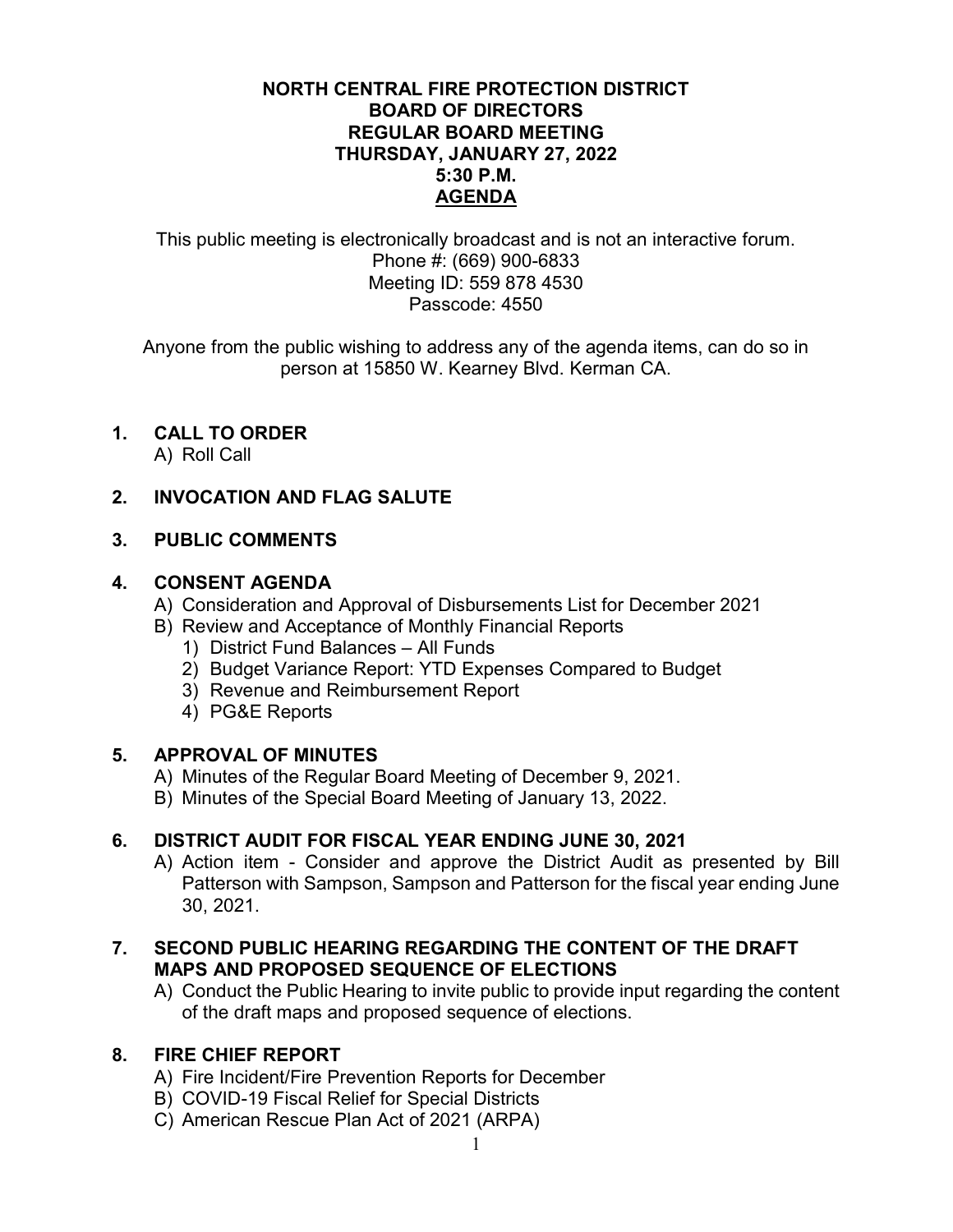# NORTH CENTRAL FIRE PROTECTION DISTRICT
## BOARD OF DIRECTORS
## REGULAR BOARD MEETING
## THURSDAY, JANUARY 27, 2022
## 5:30 P.M.
## AGENDA

This public meeting is electronically broadcast and is not an interactive forum.
Phone #: (669) 900-6833
Meeting ID: 559 878 4530
Passcode: 4550

Anyone from the public wishing to address any of the agenda items, can do so in person at 15850 W. Kearney Blvd. Kerman CA.

**1. CALL TO ORDER**

A) Roll Call

**2. INVOCATION AND FLAG SALUTE**

**3. PUBLIC COMMENTS**

**4. CONSENT AGENDA**

A) Consideration and Approval of Disbursements List for December 2021

B) Review and Acceptance of Monthly Financial Reports

1) District Fund Balances – All Funds
2) Budget Variance Report: YTD Expenses Compared to Budget
3) Revenue and Reimbursement Report
4) PG&E Reports

**5. APPROVAL OF MINUTES**

A) Minutes of the Regular Board Meeting of December 9, 2021.

B) Minutes of the Special Board Meeting of January 13, 2022.

**6. DISTRICT AUDIT FOR FISCAL YEAR ENDING JUNE 30, 2021**

A) Action item - Consider and approve the District Audit as presented by Bill Patterson with Sampson, Sampson and Patterson for the fiscal year ending June 30, 2021.

**7. SECOND PUBLIC HEARING REGARDING THE CONTENT OF THE DRAFT MAPS AND PROPOSED SEQUENCE OF ELECTIONS**

A) Conduct the Public Hearing to invite public to provide input regarding the content of the draft maps and proposed sequence of elections.

**8. FIRE CHIEF REPORT**

A) Fire Incident/Fire Prevention Reports for December

B) COVID-19 Fiscal Relief for Special Districts

C) American Rescue Plan Act of 2021 (ARPA)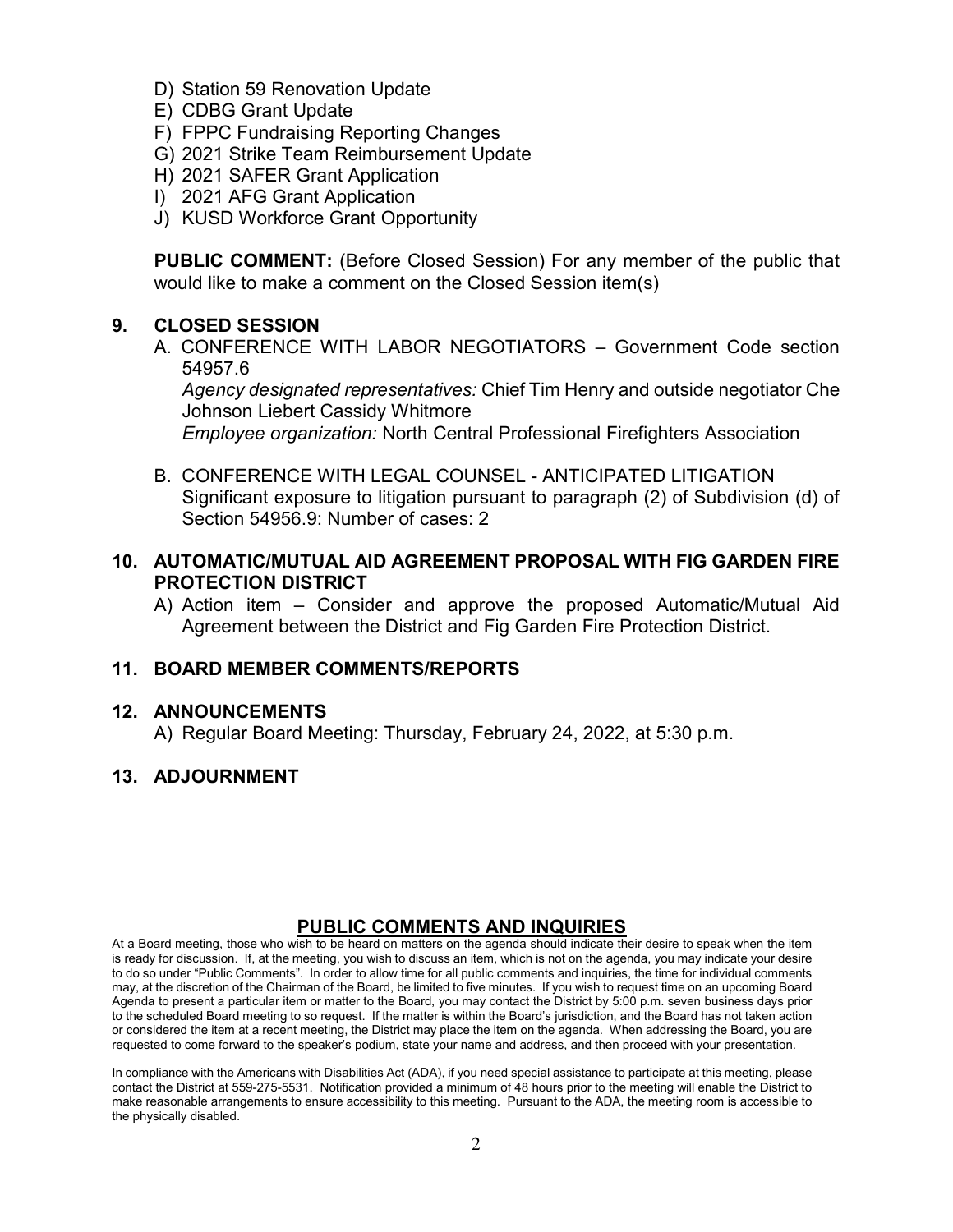D) Station 59 Renovation Update
E) CDBG Grant Update
F) FPPC Fundraising Reporting Changes
G) 2021 Strike Team Reimbursement Update
H) 2021 SAFER Grant Application
I) 2021 AFG Grant Application
J) KUSD Workforce Grant Opportunity

**PUBLIC COMMENT:** (Before Closed Session) For any member of the public that would like to make a comment on the Closed Session item(s)

## 9. CLOSED SESSION

A. CONFERENCE WITH LABOR NEGOTIATORS – Government Code section 54957.6
*Agency designated representatives:* Chief Tim Henry and outside negotiator Che Johnson Liebert Cassidy Whitmore
*Employee organization:* North Central Professional Firefighters Association

B. CONFERENCE WITH LEGAL COUNSEL - ANTICIPATED LITIGATION
Significant exposure to litigation pursuant to paragraph (2) of Subdivision (d) of Section 54956.9: Number of cases: 2

## 10. AUTOMATIC/MUTUAL AID AGREEMENT PROPOSAL WITH FIG GARDEN FIRE PROTECTION DISTRICT

A) Action item – Consider and approve the proposed Automatic/Mutual Aid Agreement between the District and Fig Garden Fire Protection District.

## 11. BOARD MEMBER COMMENTS/REPORTS

## 12. ANNOUNCEMENTS

A) Regular Board Meeting: Thursday, February 24, 2022, at 5:30 p.m.

## 13. ADJOURNMENT

## PUBLIC COMMENTS AND INQUIRIES

At a Board meeting, those who wish to be heard on matters on the agenda should indicate their desire to speak when the item is ready for discussion. If, at the meeting, you wish to discuss an item, which is not on the agenda, you may indicate your desire to do so under "Public Comments". In order to allow time for all public comments and inquiries, the time for individual comments may, at the discretion of the Chairman of the Board, be limited to five minutes. If you wish to request time on an upcoming Board Agenda to present a particular item or matter to the Board, you may contact the District by 5:00 p.m. seven business days prior to the scheduled Board meeting to so request. If the matter is within the Board's jurisdiction, and the Board has not taken action or considered the item at a recent meeting, the District may place the item on the agenda. When addressing the Board, you are requested to come forward to the speaker's podium, state your name and address, and then proceed with your presentation.

In compliance with the Americans with Disabilities Act (ADA), if you need special assistance to participate at this meeting, please contact the District at 559-275-5531. Notification provided a minimum of 48 hours prior to the meeting will enable the District to make reasonable arrangements to ensure accessibility to this meeting. Pursuant to the ADA, the meeting room is accessible to the physically disabled.